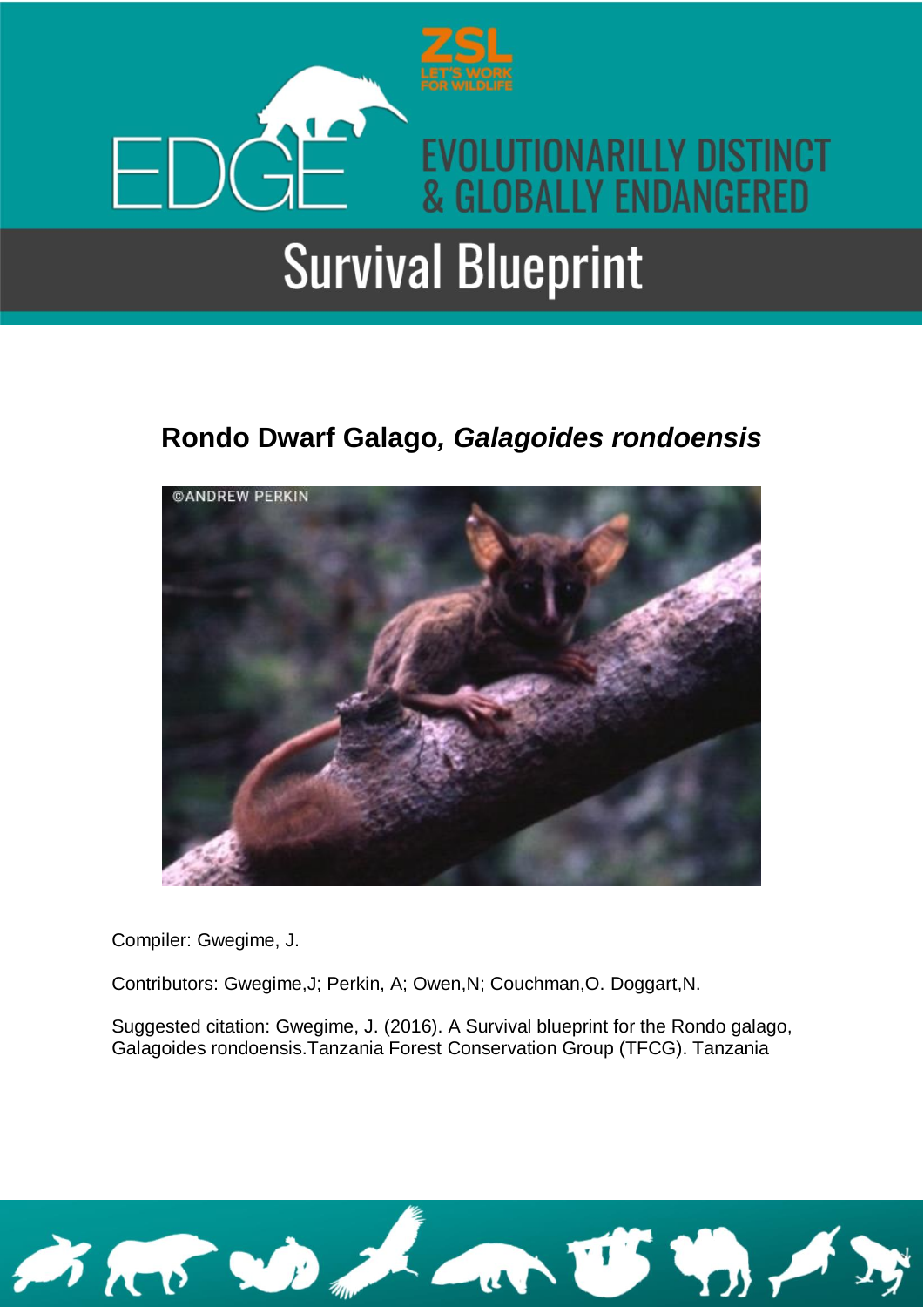EDGE

ZSL LET'S WORK FOR WILDLIFE

EVOLUTIONARILLY DISTINCT & GLOBALLY ENDANGERED

# Survival Blueprint

## Rondo Dwarf Galago, *Galagoides rondoensis*

Compiler: Gwegime, J.

Contributors: Gwegime,J; Perkin, A; Owen,N; Couchman,O. Doggart,N.

Suggested citation: Gwegime, J. (2016). A Survival blueprint for the Rondo galago, Galagoides rondoensis.Tanzania Forest Conservation Group (TFCG). Tanzania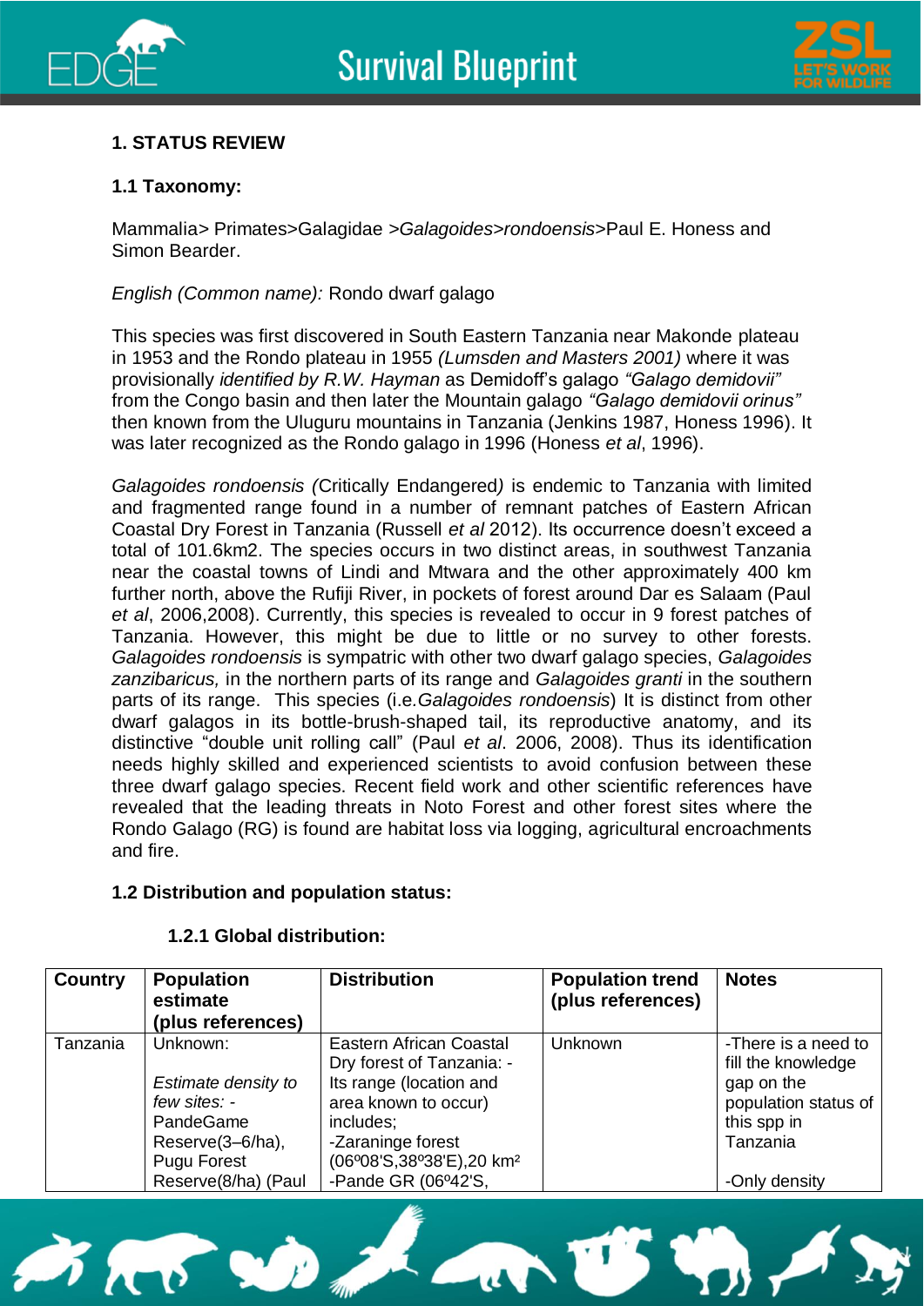## 1. STATUS REVIEW

### 1.1 Taxonomy:

Mammalia> Primates>Galagidae >*Galagoides*>*rondoensis*>Paul E. Honess and Simon Bearder.

*English (Common name):* Rondo dwarf galago

This species was first discovered in South Eastern Tanzania near Makonde plateau in 1953 and the Rondo plateau in 1955 *(Lumsden and Masters 2001)* where it was provisionally *identified by R.W. Hayman* as Demidoff's galago *"Galago demidovii"* from the Congo basin and then later the Mountain galago *"Galago demidovii orinus"* then known from the Uluguru mountains in Tanzania (Jenkins 1987, Honess 1996). It was later recognized as the Rondo galago in 1996 (Honess *et al*, 1996).

*Galagoides rondoensis (*Critically Endangered*)* is endemic to Tanzania with limited and fragmented range found in a number of remnant patches of Eastern African Coastal Dry Forest in Tanzania (Russell *et al* 2012). Its occurrence doesn't exceed a total of 101.6km2. The species occurs in two distinct areas, in southwest Tanzania near the coastal towns of Lindi and Mtwara and the other approximately 400 km further north, above the Rufiji River, in pockets of forest around Dar es Salaam (Paul *et al*, 2006,2008). Currently, this species is revealed to occur in 9 forest patches of Tanzania. However, this might be due to little or no survey to other forests. *Galagoides rondoensis* is sympatric with other two dwarf galago species, *Galagoides zanzibaricus,* in the northern parts of its range and *Galagoides granti* in the southern parts of its range. This species (i.e.*Galagoides rondoensis*) It is distinct from other dwarf galagos in its bottle-brush-shaped tail, its reproductive anatomy, and its distinctive "double unit rolling call" (Paul *et al*. 2006, 2008). Thus its identification needs highly skilled and experienced scientists to avoid confusion between these three dwarf galago species. Recent field work and other scientific references have revealed that the leading threats in Noto Forest and other forest sites where the Rondo Galago (RG) is found are habitat loss via logging, agricultural encroachments and fire.

### 1.2 Distribution and population status:

#### 1.2.1 Global distribution:

| Country | Population estimate (plus references) | Distribution | Population trend (plus references) | Notes |
|---|---|---|---|---|
| Tanzania | Unknown:<br><br>*Estimate density to few sites: -* PandeGame Reserve(3–6/ha), Pugu Forest Reserve(8/ha) (Paul | Eastern African Coastal Dry forest of Tanzania: -Its range (location and area known to occur) includes;<br>-Zaraninge forest (06º08'S,38º38'E),20 km²<br>-Pande GR (06º42'S, | Unknown | -There is a need to fill the knowledge gap on the population status of this spp in Tanzania<br><br>-Only density |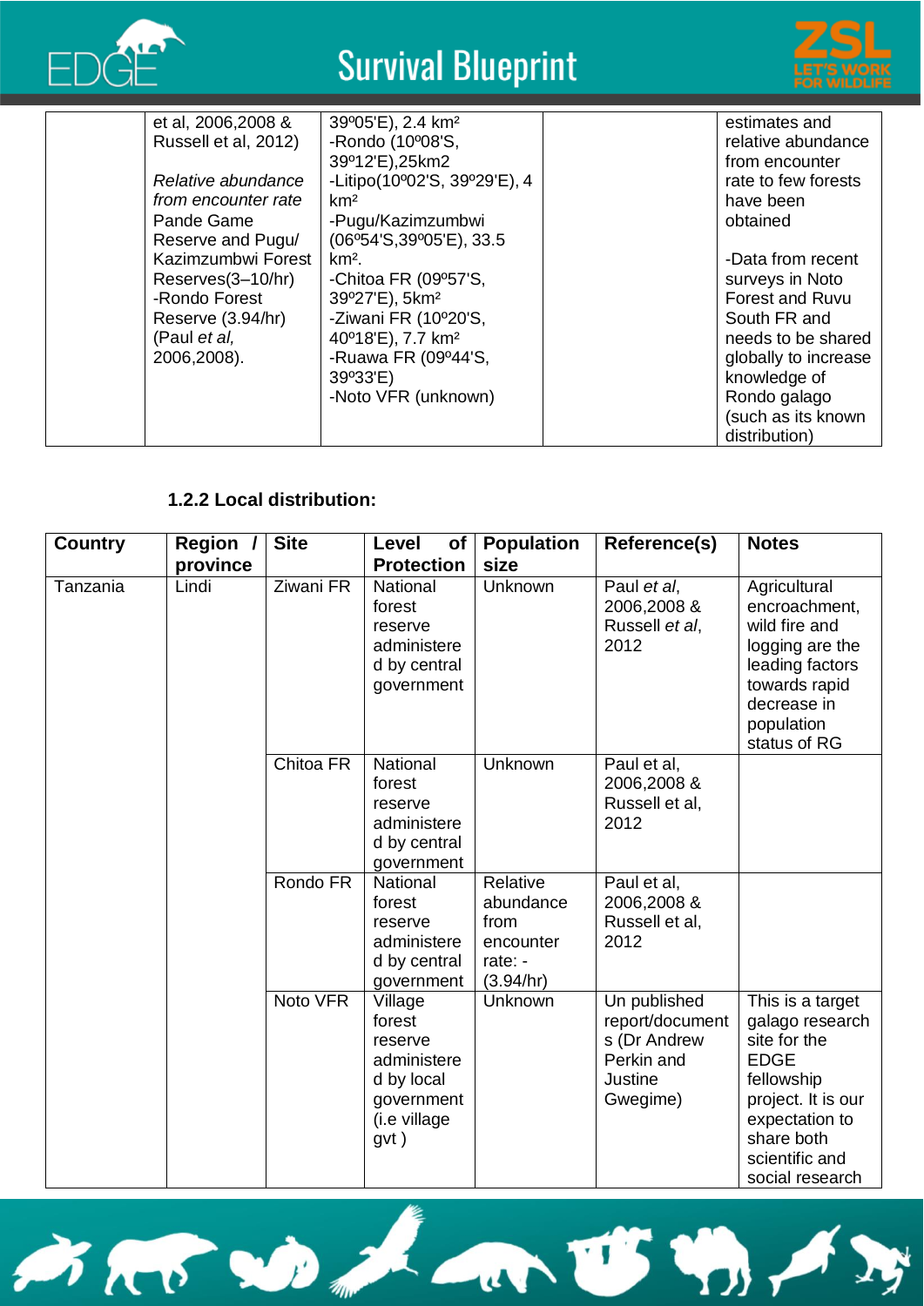| | et al, 2006,2008 & Russell et al, 2012)<br><br>*Relative abundance from encounter rate* Pande Game Reserve and Pugu/ Kazimzumbwi Forest Reserves(3–10/hr) -Rondo Forest Reserve (3.94/hr) (Paul *et al,* 2006,2008). | 39º05'E), 2.4 km²<br>-Rondo (10º08'S, 39º12'E),25km2<br>-Litipo(10º02'S, 39º29'E), 4 km²<br>-Pugu/Kazimzumbwi (06º54'S,39º05'E), 33.5 km².<br>-Chitoa FR (09º57'S, 39º27'E), 5km²<br>-Ziwani FR (10º20'S, 40º18'E), 7.7 km²<br>-Ruawa FR (09º44'S, 39º33'E)<br>-Noto VFR (unknown) | | estimates and relative abundance from encounter rate to few forests have been obtained<br><br>-Data from recent surveys in Noto Forest and Ruvu South FR and needs to be shared globally to increase knowledge of Rondo galago (such as its known distribution) |
|---|---|---|---|---|

### 1.2.2 Local distribution:

| Country | Region / province | Site | Level of Protection | Population size | Reference(s) | Notes |
|---|---|---|---|---|---|---|
| Tanzania | Lindi | Ziwani FR | National forest reserve administered by central government | Unknown | Paul *et al*, 2006,2008 & Russell *et al*, 2012 | Agricultural encroachment, wild fire and logging are the leading factors towards rapid decrease in population status of RG |
| | | Chitoa FR | National forest reserve administered by central government | Unknown | Paul et al, 2006,2008 & Russell et al, 2012 | |
| | | Rondo FR | National forest reserve administered by central government | Relative abundance from encounter rate: - (3.94/hr) | Paul et al, 2006,2008 & Russell et al, 2012 | |
| | | Noto VFR | Village forest reserve administered by local government (i.e village gvt ) | Unknown | Un published report/documents (Dr Andrew Perkin and Justine Gwegime) | This is a target galago research site for the EDGE fellowship project. It is our expectation to share both scientific and social research |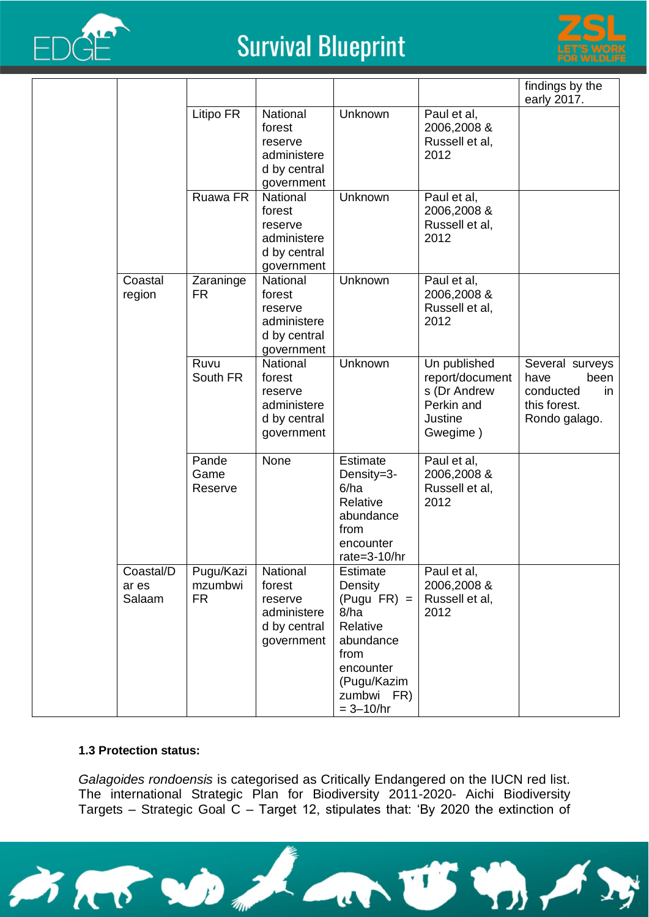| | | | | | | |
|---|---|---|---|---|---|---|
| | | | | | | findings by the early 2017. |
| | | Litipo FR | National forest reserve administered by central government | Unknown | Paul et al, 2006,2008 & Russell et al, 2012 | |
| | | Ruawa FR | National forest reserve administered by central government | Unknown | Paul et al, 2006,2008 & Russell et al, 2012 | |
| | Coastal region | Zaraninge FR | National forest reserve administered by central government | Unknown | Paul et al, 2006,2008 & Russell et al, 2012 | |
| | | Ruvu South FR | National forest reserve administered by central government | Unknown | Un published report/documents (Dr Andrew Perkin and Justine Gwegime ) | Several surveys have been conducted in this forest. Rondo galago. |
| | | Pande Game Reserve | None | Estimate Density=3-6/ha Relative abundance from encounter rate=3-10/hr | Paul et al, 2006,2008 & Russell et al, 2012 | |
| | Coastal/Dar es Salaam | Pugu/Kazimzumbwi FR | National forest reserve administered by central government | Estimate Density (Pugu FR) = 8/ha Relative abundance from encounter (Pugu/Kazimzumbwi FR) = 3–10/hr | Paul et al, 2006,2008 & Russell et al, 2012 | |

**1.3 Protection status:**

*Galagoides rondoensis* is categorised as Critically Endangered on the IUCN red list. The international Strategic Plan for Biodiversity 2011-2020- Aichi Biodiversity Targets – Strategic Goal C – Target 12, stipulates that: 'By 2020 the extinction of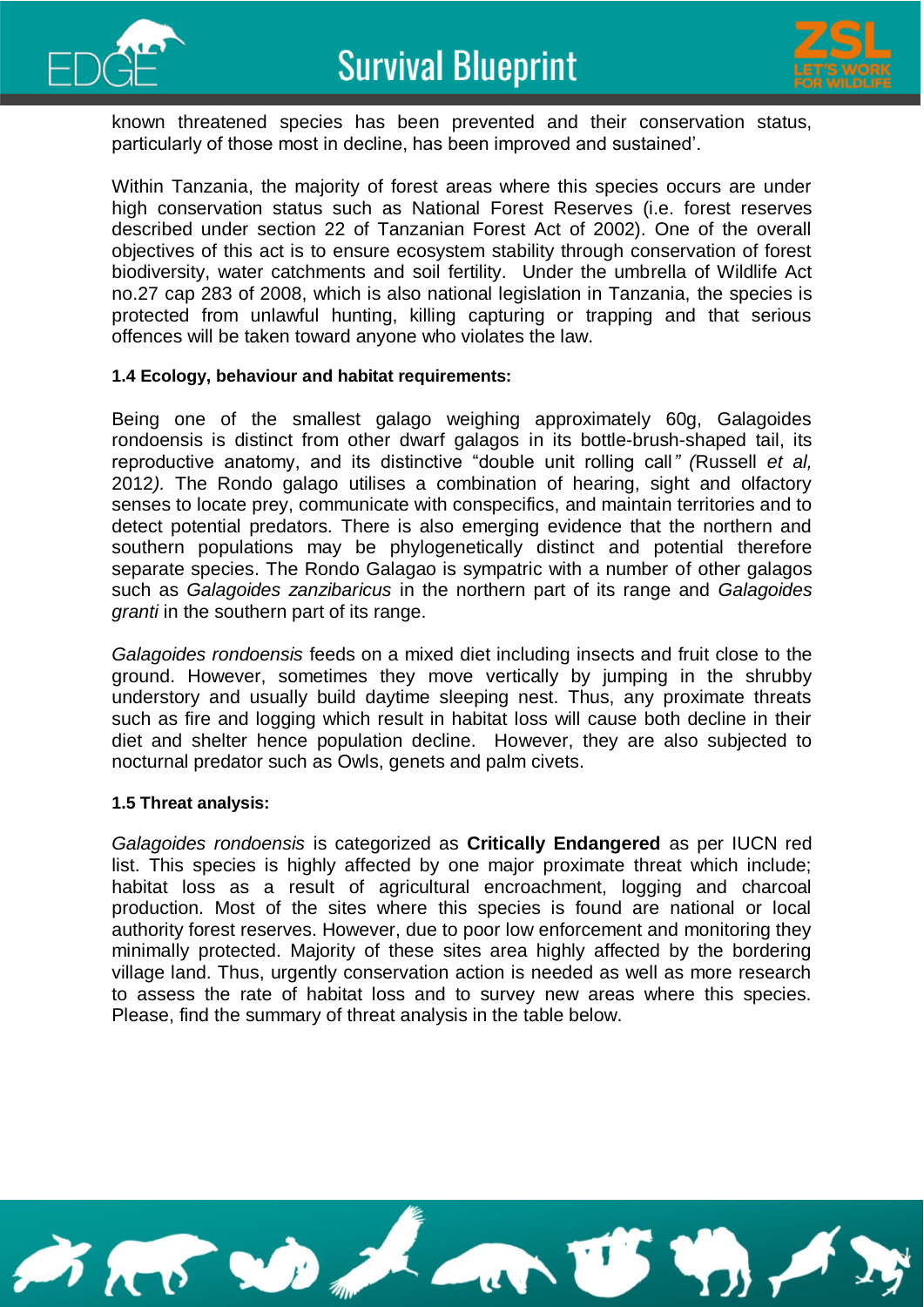known threatened species has been prevented and their conservation status, particularly of those most in decline, has been improved and sustained'.

Within Tanzania, the majority of forest areas where this species occurs are under high conservation status such as National Forest Reserves (i.e. forest reserves described under section 22 of Tanzanian Forest Act of 2002). One of the overall objectives of this act is to ensure ecosystem stability through conservation of forest biodiversity, water catchments and soil fertility. Under the umbrella of Wildlife Act no.27 cap 283 of 2008, which is also national legislation in Tanzania, the species is protected from unlawful hunting, killing capturing or trapping and that serious offences will be taken toward anyone who violates the law.

#### 1.4 Ecology, behaviour and habitat requirements:

Being one of the smallest galago weighing approximately 60g, Galagoides rondoensis is distinct from other dwarf galagos in its bottle-brush-shaped tail, its reproductive anatomy, and its distinctive "double unit rolling call*" (*Russell *et al,* 2012*).* The Rondo galago utilises a combination of hearing, sight and olfactory senses to locate prey, communicate with conspecifics, and maintain territories and to detect potential predators. There is also emerging evidence that the northern and southern populations may be phylogenetically distinct and potential therefore separate species. The Rondo Galagao is sympatric with a number of other galagos such as *Galagoides zanzibaricus* in the northern part of its range and *Galagoides granti* in the southern part of its range.

*Galagoides rondoensis* feeds on a mixed diet including insects and fruit close to the ground. However, sometimes they move vertically by jumping in the shrubby understory and usually build daytime sleeping nest. Thus, any proximate threats such as fire and logging which result in habitat loss will cause both decline in their diet and shelter hence population decline. However, they are also subjected to nocturnal predator such as Owls, genets and palm civets.

#### 1.5 Threat analysis:

*Galagoides rondoensis* is categorized as **Critically Endangered** as per IUCN red list. This species is highly affected by one major proximate threat which include; habitat loss as a result of agricultural encroachment, logging and charcoal production. Most of the sites where this species is found are national or local authority forest reserves. However, due to poor low enforcement and monitoring they minimally protected. Majority of these sites area highly affected by the bordering village land. Thus, urgently conservation action is needed as well as more research to assess the rate of habitat loss and to survey new areas where this species. Please, find the summary of threat analysis in the table below.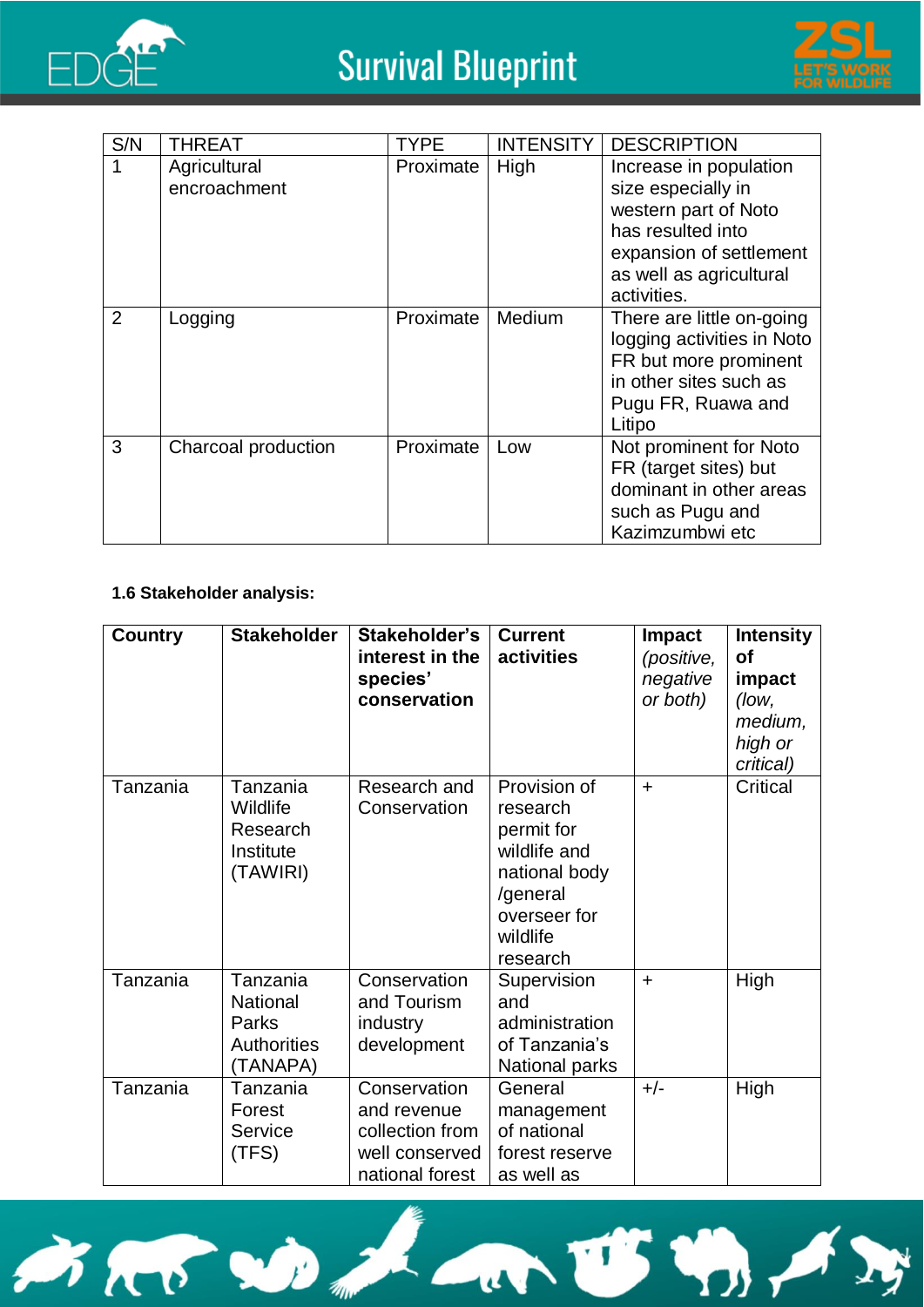| S/N | THREAT | TYPE | INTENSITY | DESCRIPTION |
|---|---|---|---|---|
| 1 | Agricultural encroachment | Proximate | High | Increase in population size especially in western part of Noto has resulted into expansion of settlement as well as agricultural activities. |
| 2 | Logging | Proximate | Medium | There are little on-going logging activities in Noto FR but more prominent in other sites such as Pugu FR, Ruawa and Litipo |
| 3 | Charcoal production | Proximate | Low | Not prominent for Noto FR (target sites) but dominant in other areas such as Pugu and Kazimzumbwi etc |

**1.6 Stakeholder analysis:**

| Country | Stakeholder | Stakeholder's interest in the species' conservation | Current activities | Impact *(positive, negative or both)* | Intensity of impact *(low, medium, high or critical)* |
|---|---|---|---|---|---|
| Tanzania | Tanzania Wildlife Research Institute (TAWIRI) | Research and Conservation | Provision of research permit for wildlife and national body /general overseer for wildlife research | + | Critical |
| Tanzania | Tanzania National Parks Authorities (TANAPA) | Conservation and Tourism industry development | Supervision and administration of Tanzania's National parks | + | High |
| Tanzania | Tanzania Forest Service (TFS) | Conservation and revenue collection from well conserved national forest | General management of national forest reserve as well as | +/- | High |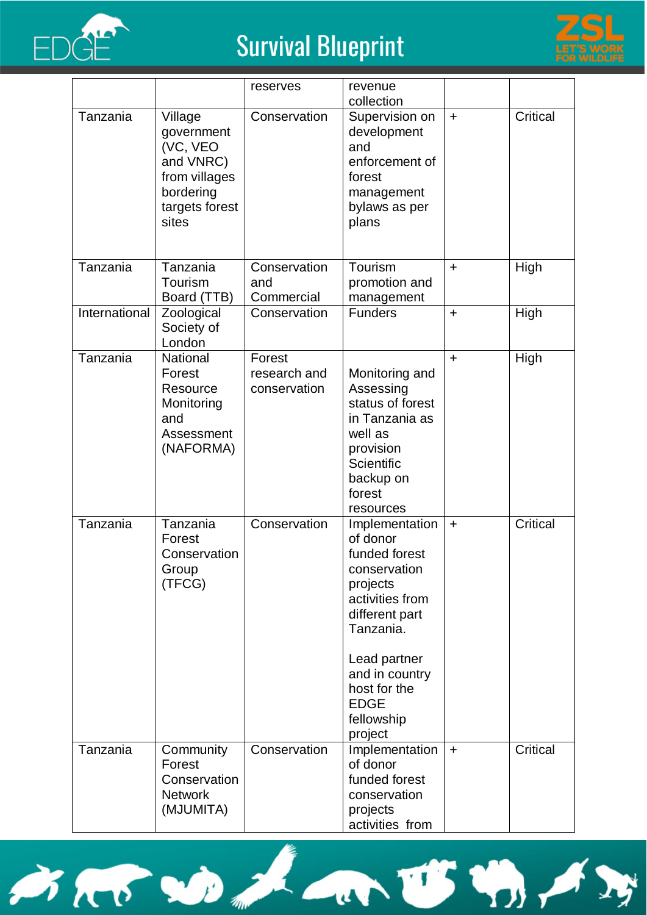| | | reserves | revenue collection | | |
|---|---|---|---|---|---|
| Tanzania | Village government (VC, VEO and VNRC) from villages bordering targets forest sites | Conservation | Supervision on development and enforcement of forest management bylaws as per plans | + | Critical |
| Tanzania | Tanzania Tourism Board (TTB) | Conservation and Commercial | Tourism promotion and management | + | High |
| International | Zoological Society of London | Conservation | Funders | + | High |
| Tanzania | National Forest Resource Monitoring and Assessment (NAFORMA) | Forest research and conservation | Monitoring and Assessing status of forest in Tanzania as well as provision Scientific backup on forest resources | + | High |
| Tanzania | Tanzania Forest Conservation Group (TFCG) | Conservation | Implementation of donor funded forest conservation projects activities from different part Tanzania.<br><br>Lead partner and in country host for the EDGE fellowship project | + | Critical |
| Tanzania | Community Forest Conservation Network (MJUMITA) | Conservation | Implementation of donor funded forest conservation projects activities from | + | Critical |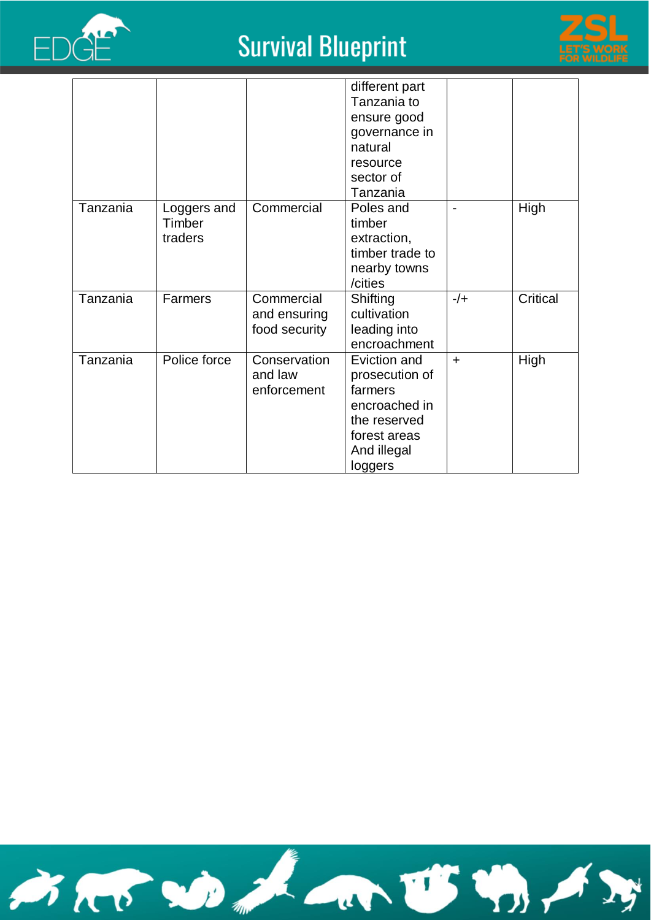| | | | different part Tanzania to ensure good governance in natural resource sector of Tanzania | | |
|---|---|---|---|---|---|
| Tanzania | Loggers and Timber traders | Commercial | Poles and timber extraction, timber trade to nearby towns /cities | - | High |
| Tanzania | Farmers | Commercial and ensuring food security | Shifting cultivation leading into encroachment | -/+ | Critical |
| Tanzania | Police force | Conservation and law enforcement | Eviction and prosecution of farmers encroached in the reserved forest areas And illegal loggers | + | High |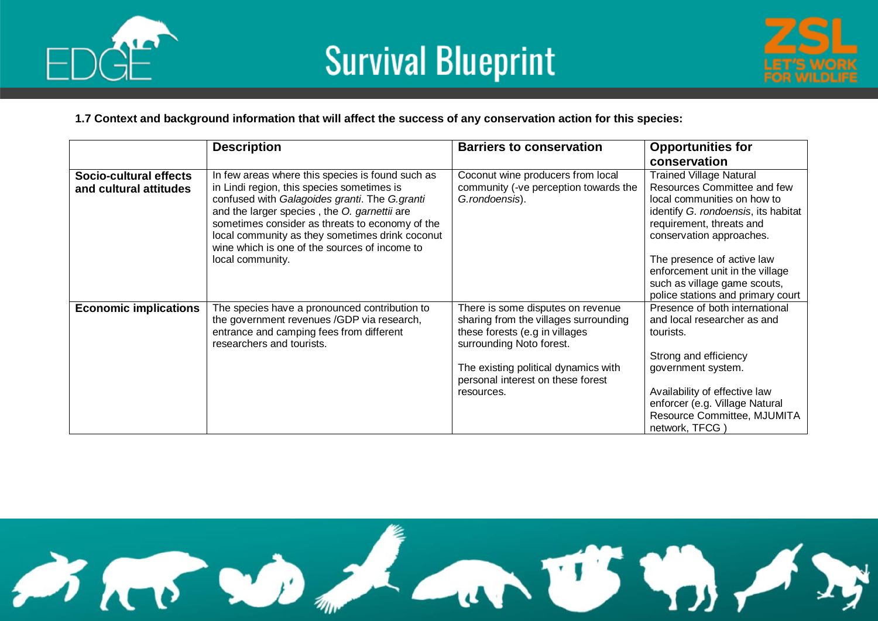**1.7 Context and background information that will affect the success of any conservation action for this species:**

| | Description | Barriers to conservation | Opportunities for conservation |
|---|---|---|---|
| **Socio-cultural effects and cultural attitudes** | In few areas where this species is found such as in Lindi region, this species sometimes is confused with *Galagoides granti*. The *G.granti* and the larger species , the *O. garnettii* are sometimes consider as threats to economy of the local community as they sometimes drink coconut wine which is one of the sources of income to local community. | Coconut wine producers from local community (-ve perception towards the *G.rondoensis*). | Trained Village Natural Resources Committee and few local communities on how to identify *G. rondoensis*, its habitat requirement, threats and conservation approaches.<br><br>The presence of active law enforcement unit in the village such as village game scouts, police stations and primary court |
| **Economic implications** | The species have a pronounced contribution to the government revenues /GDP via research, entrance and camping fees from different researchers and tourists. | There is some disputes on revenue sharing from the villages surrounding these forests (e.g in villages surrounding Noto forest.<br><br>The existing political dynamics with personal interest on these forest resources. | Presence of both international and local researcher as and tourists.<br><br>Strong and efficiency government system.<br><br>Availability of effective law enforcer (e.g. Village Natural Resource Committee, MJUMITA network, TFCG ) |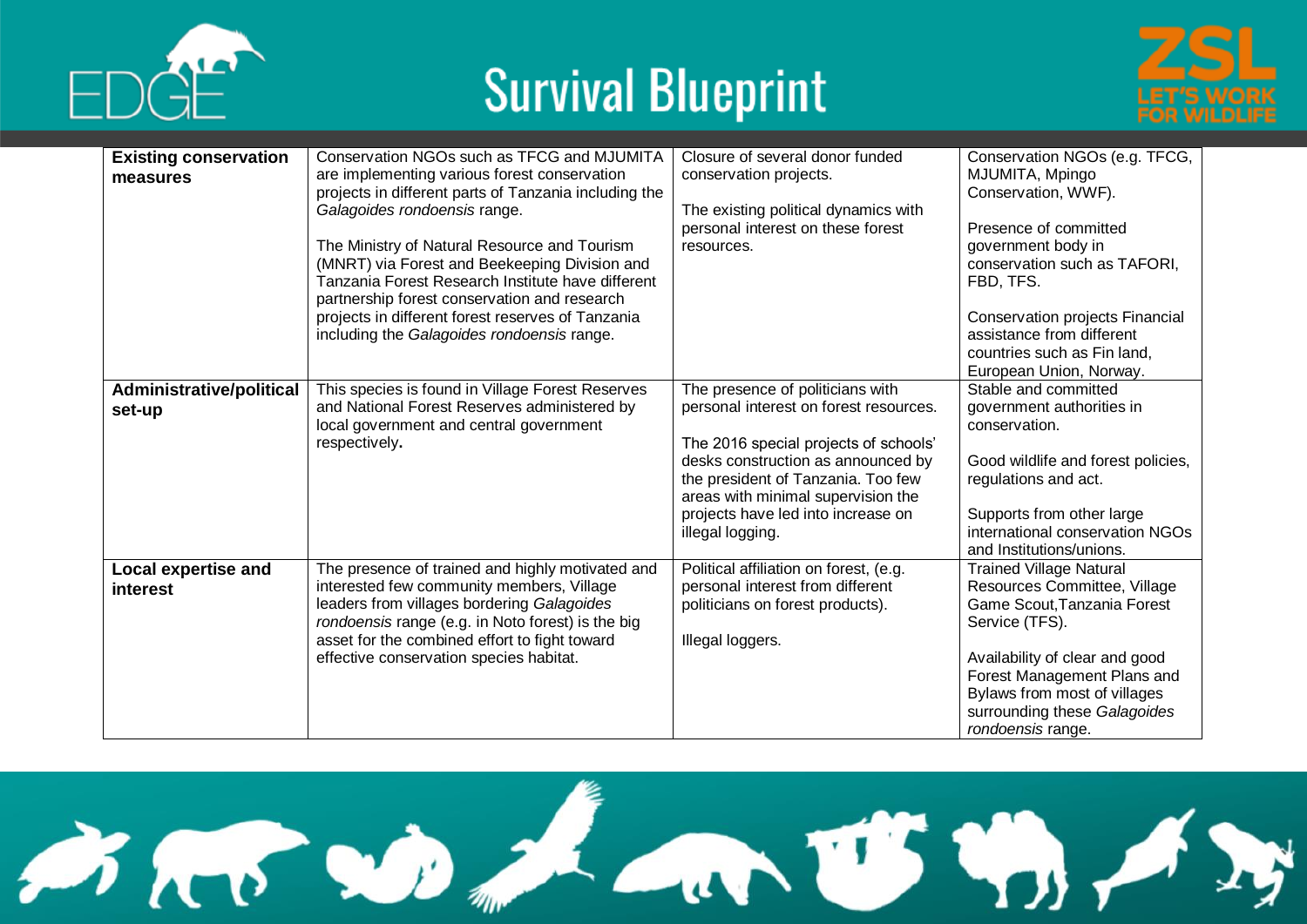| | | | |
|---|---|---|---|
| **Existing conservation measures** | Conservation NGOs such as TFCG and MJUMITA are implementing various forest conservation projects in different parts of Tanzania including the *Galagoides rondoensis* range.<br><br>The Ministry of Natural Resource and Tourism (MNRT) via Forest and Beekeeping Division and Tanzania Forest Research Institute have different partnership forest conservation and research projects in different forest reserves of Tanzania including the *Galagoides rondoensis* range. | Closure of several donor funded conservation projects.<br><br>The existing political dynamics with personal interest on these forest resources. | Conservation NGOs (e.g. TFCG, MJUMITA, Mpingo Conservation, WWF).<br><br>Presence of committed government body in conservation such as TAFORI, FBD, TFS.<br><br>Conservation projects Financial assistance from different countries such as Fin land, European Union, Norway. |
| **Administrative/political set-up** | This species is found in Village Forest Reserves and National Forest Reserves administered by local government and central government respectively**.** | The presence of politicians with personal interest on forest resources.<br><br>The 2016 special projects of schools' desks construction as announced by the president of Tanzania. Too few areas with minimal supervision the projects have led into increase on illegal logging. | Stable and committed government authorities in conservation.<br><br>Good wildlife and forest policies, regulations and act.<br><br>Supports from other large international conservation NGOs and Institutions/unions. |
| **Local expertise and interest** | The presence of trained and highly motivated and interested few community members, Village leaders from villages bordering *Galagoides rondoensis* range (e.g. in Noto forest) is the big asset for the combined effort to fight toward effective conservation species habitat. | Political affiliation on forest, (e.g. personal interest from different politicians on forest products).<br><br>Illegal loggers. | Trained Village Natural Resources Committee, Village Game Scout,Tanzania Forest Service (TFS).<br><br>Availability of clear and good Forest Management Plans and Bylaws from most of villages surrounding these *Galagoides rondoensis* range. |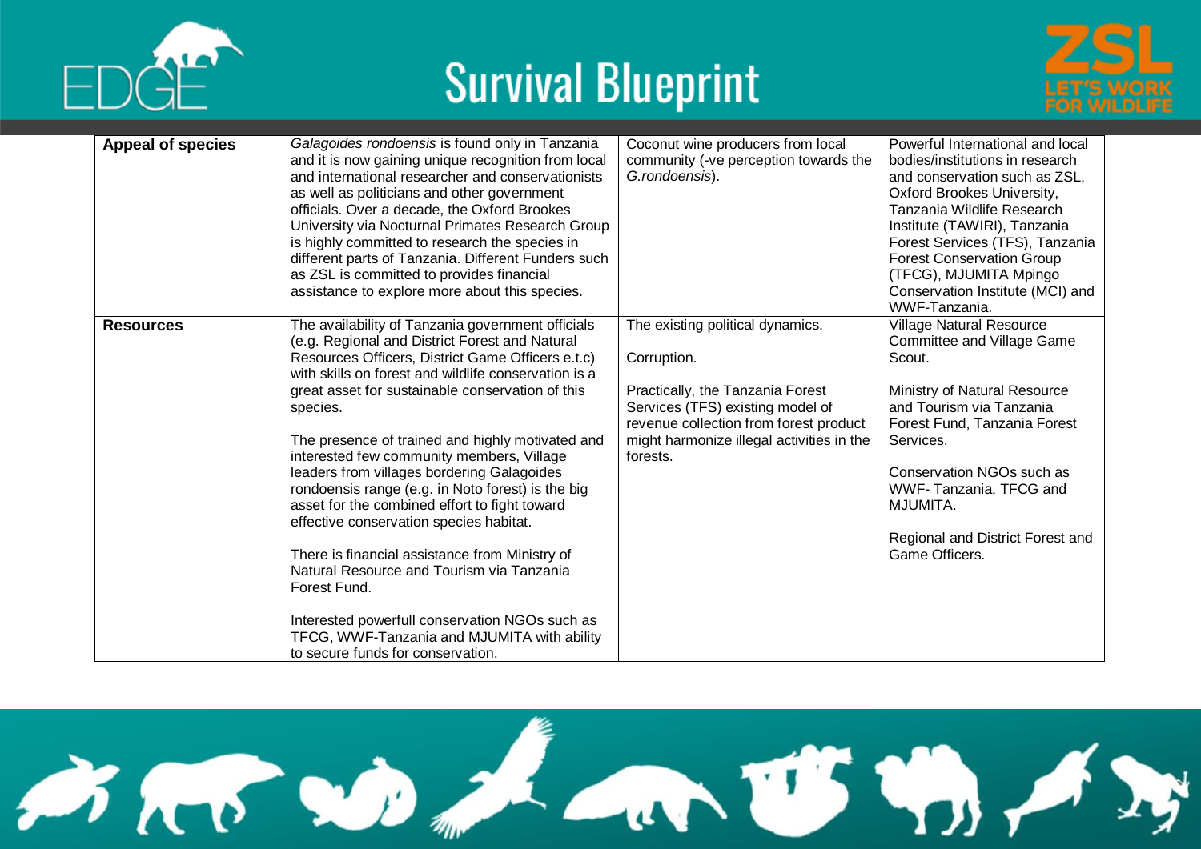| **Appeal of species** | *Galagoides rondoensis* is found only in Tanzania and it is now gaining unique recognition from local and international researcher and conservationists as well as politicians and other government officials. Over a decade, the Oxford Brookes University via Nocturnal Primates Research Group is highly committed to research the species in different parts of Tanzania. Different Funders such as ZSL is committed to provides financial assistance to explore more about this species. | Coconut wine producers from local community (-ve perception towards the *G.rondoensis*). | Powerful International and local bodies/institutions in research and conservation such as ZSL, Oxford Brookes University, Tanzania Wildlife Research Institute (TAWIRI), Tanzania Forest Services (TFS), Tanzania Forest Conservation Group (TFCG), MJUMITA Mpingo Conservation Institute (MCI) and WWF-Tanzania. |
|---|---|---|---|
| **Resources** | The availability of Tanzania government officials (e.g. Regional and District Forest and Natural Resources Officers, District Game Officers e.t.c) with skills on forest and wildlife conservation is a great asset for sustainable conservation of this species.<br><br>The presence of trained and highly motivated and interested few community members, Village leaders from villages bordering Galagoides rondoensis range (e.g. in Noto forest) is the big asset for the combined effort to fight toward effective conservation species habitat.<br><br>There is financial assistance from Ministry of Natural Resource and Tourism via Tanzania Forest Fund.<br><br>Interested powerfull conservation NGOs such as TFCG, WWF-Tanzania and MJUMITA with ability to secure funds for conservation. | The existing political dynamics.<br><br>Corruption.<br><br>Practically, the Tanzania Forest Services (TFS) existing model of revenue collection from forest product might harmonize illegal activities in the forests. | Village Natural Resource Committee and Village Game Scout.<br><br>Ministry of Natural Resource and Tourism via Tanzania Forest Fund, Tanzania Forest Services.<br><br>Conservation NGOs such as WWF- Tanzania, TFCG and MJUMITA.<br><br>Regional and District Forest and Game Officers. |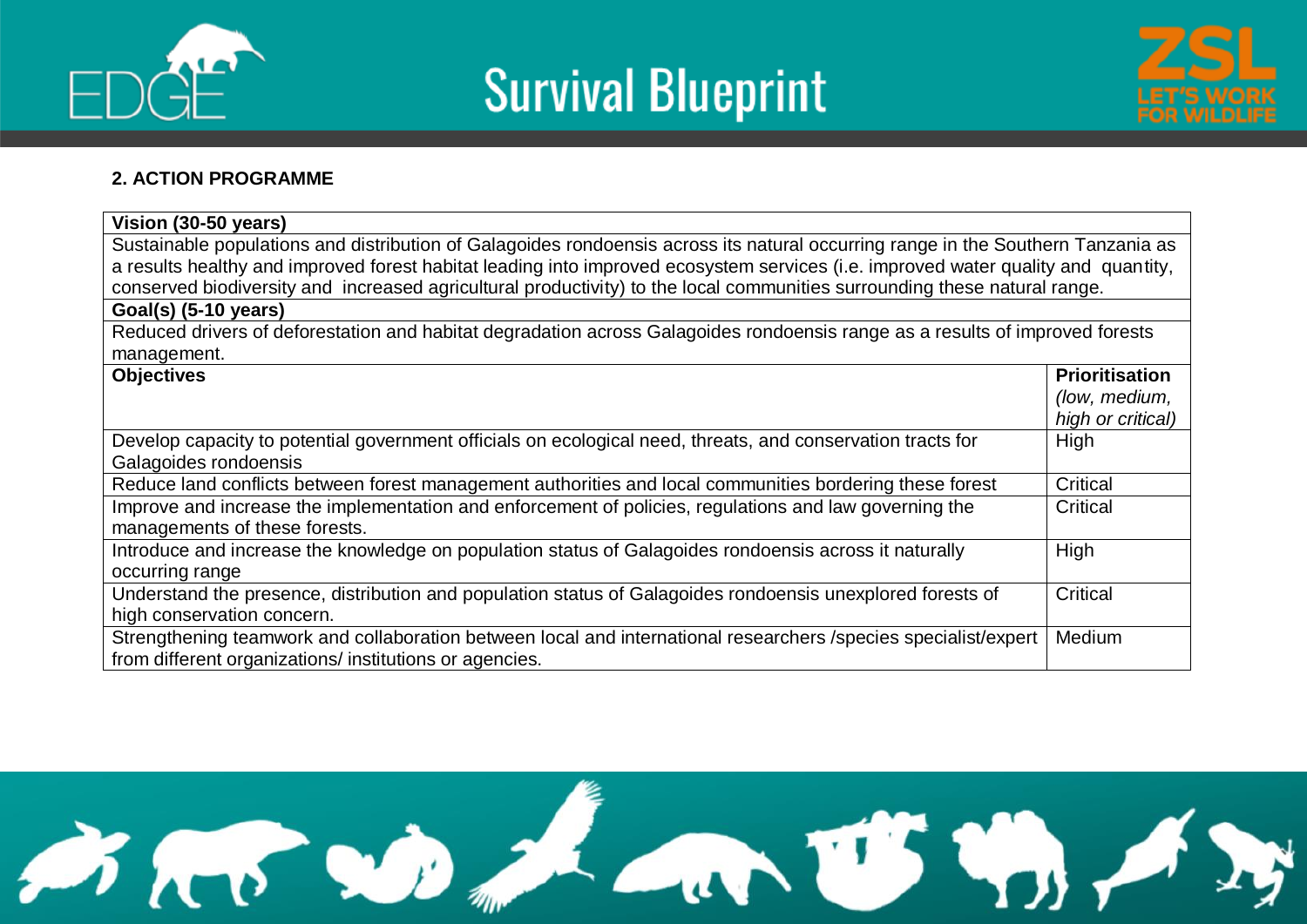## 2. ACTION PROGRAMME

| **Vision (30-50 years)** | |
|---|---|
| Sustainable populations and distribution of Galagoides rondoensis across its natural occurring range in the Southern Tanzania as a results healthy and improved forest habitat leading into improved ecosystem services (i.e. improved water quality and quantity, conserved biodiversity and increased agricultural productivity) to the local communities surrounding these natural range. | |
| **Goal(s) (5-10 years)** | |
| Reduced drivers of deforestation and habitat degradation across Galagoides rondoensis range as a results of improved forests management. | |
| **Objectives** | **Prioritisation** *(low, medium, high or critical)* |
| Develop capacity to potential government officials on ecological need, threats, and conservation tracts for Galagoides rondoensis | High |
| Reduce land conflicts between forest management authorities and local communities bordering these forest | Critical |
| Improve and increase the implementation and enforcement of policies, regulations and law governing the managements of these forests. | Critical |
| Introduce and increase the knowledge on population status of Galagoides rondoensis across it naturally occurring range | High |
| Understand the presence, distribution and population status of Galagoides rondoensis unexplored forests of high conservation concern. | Critical |
| Strengthening teamwork and collaboration between local and international researchers /species specialist/expert from different organizations/ institutions or agencies. | Medium |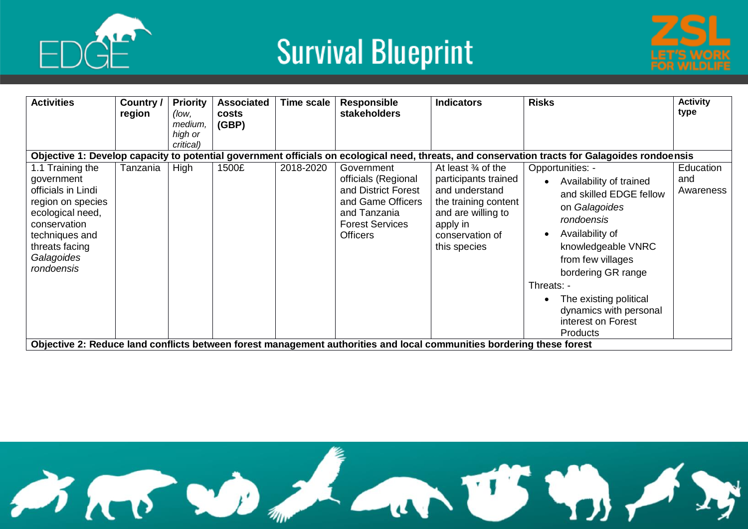| Activities | Country / region | Priority *(low, medium, high or critical)* | Associated costs (GBP) | Time scale | Responsible stakeholders | Indicators | Risks | Activity type |
|---|---|---|---|---|---|---|---|---|
| **Objective 1: Develop capacity to potential government officials on ecological need, threats, and conservation tracts for Galagoides rondoensis** | | | | | | | | |
| 1.1 Training the government officials in Lindi region on species ecological need, conservation techniques and threats facing *Galagoides rondoensis* | Tanzania | High | 1500£ | 2018-2020 | Government officials (Regional and District Forest and Game Officers and Tanzania Forest Services Officers | At least ¾ of the participants trained and understand the training content and are willing to apply in conservation of this species | Opportunities: - <br>• Availability of trained and skilled EDGE fellow on *Galagoides rondoensis* <br>• Availability of knowledgeable VNRC from few villages bordering GR range <br>Threats: - <br>• The existing political dynamics with personal interest on Forest Products | Education and Awareness |
| **Objective 2: Reduce land conflicts between forest management authorities and local communities bordering these forest** | | | | | | | | |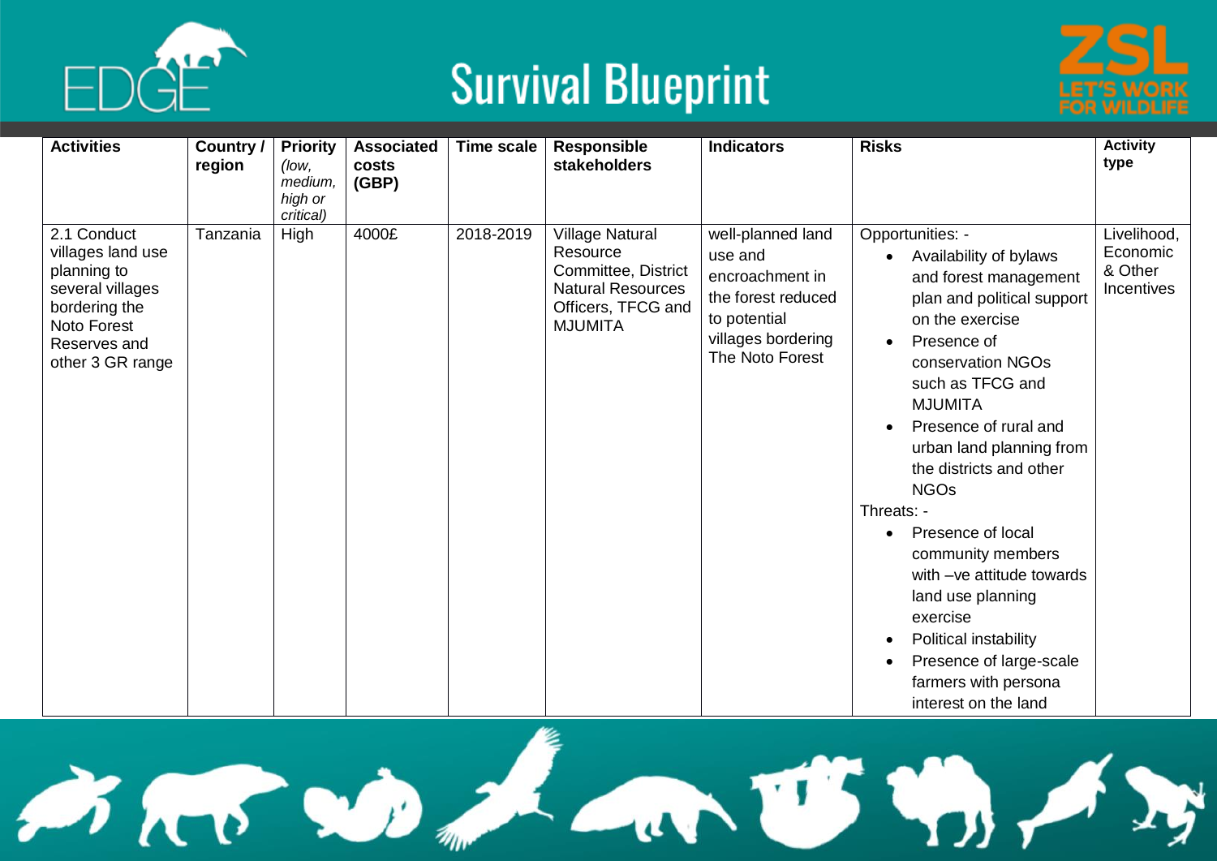| Activities | Country / region | Priority *(low, medium, high or critical)* | Associated costs (GBP) | Time scale | Responsible stakeholders | Indicators | Risks | Activity type |
|---|---|---|---|---|---|---|---|---|
| 2.1 Conduct villages land use planning to several villages bordering the Noto Forest Reserves and other 3 GR range | Tanzania | High | 4000£ | 2018-2019 | Village Natural Resource Committee, District Natural Resources Officers, TFCG and MJUMITA | well-planned land use and encroachment in the forest reduced to potential villages bordering The Noto Forest | Opportunities: - <br>• Availability of bylaws and forest management plan and political support on the exercise <br>• Presence of conservation NGOs such as TFCG and MJUMITA <br>• Presence of rural and urban land planning from the districts and other NGOs <br>Threats: - <br>• Presence of local community members with –ve attitude towards land use planning exercise <br>• Political instability <br>• Presence of large-scale farmers with persona interest on the land | Livelihood, Economic & Other Incentives |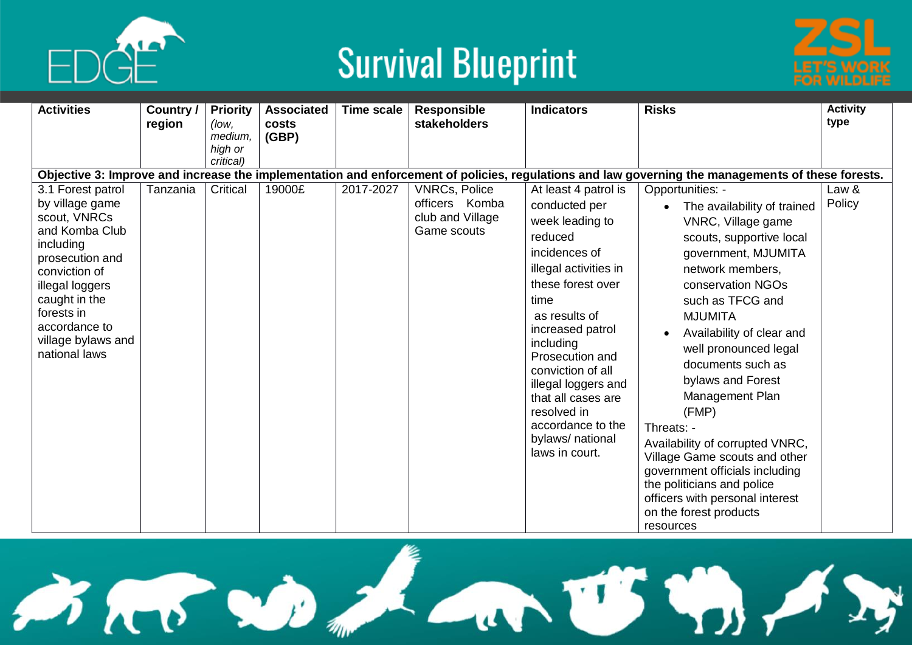| Activities | Country / region | Priority *(low, medium, high or critical)* | Associated costs (GBP) | Time scale | Responsible stakeholders | Indicators | Risks | Activity type |
|---|---|---|---|---|---|---|---|---|
| **Objective 3: Improve and increase the implementation and enforcement of policies, regulations and law governing the managements of these forests.** | | | | | | | | |
| 3.1 Forest patrol by village game scout, VNRCs and Komba Club including prosecution and conviction of illegal loggers caught in the forests in accordance to village bylaws and national laws | Tanzania | Critical | 19000£ | 2017-2027 | VNRCs, Police officers Komba club and Village Game scouts | At least 4 patrol is conducted per week leading to reduced incidences of illegal activities in these forest over time as results of increased patrol including Prosecution and conviction of all illegal loggers and that all cases are resolved in accordance to the bylaws/ national laws in court. | Opportunities: - <br>• The availability of trained VNRC, Village game scouts, supportive local government, MJUMITA network members, conservation NGOs such as TFCG and MJUMITA <br>• Availability of clear and well pronounced legal documents such as bylaws and Forest Management Plan (FMP) <br>Threats: - <br>Availability of corrupted VNRC, Village Game scouts and other government officials including the politicians and police officers with personal interest on the forest products resources | Law & Policy |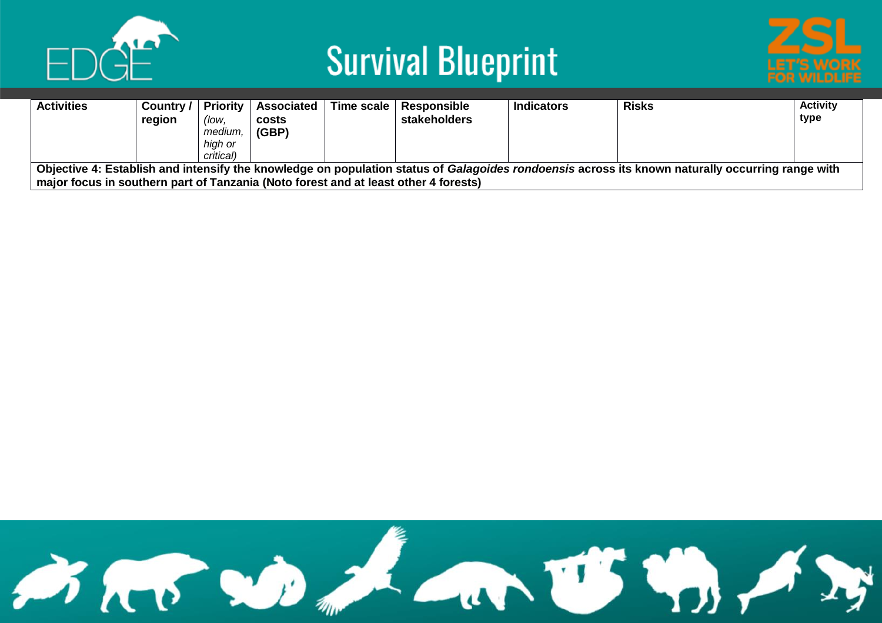| Activities | Country / region | Priority *(low, medium, high or critical)* | Associated costs (GBP) | Time scale | Responsible stakeholders | Indicators | Risks | Activity type |
|---|---|---|---|---|---|---|---|---|
| **Objective 4: Establish and intensify the knowledge on population status of *Galagoides rondoensis* across its known naturally occurring range with major focus in southern part of Tanzania (Noto forest and at least other 4 forests)** | | | | | | | | |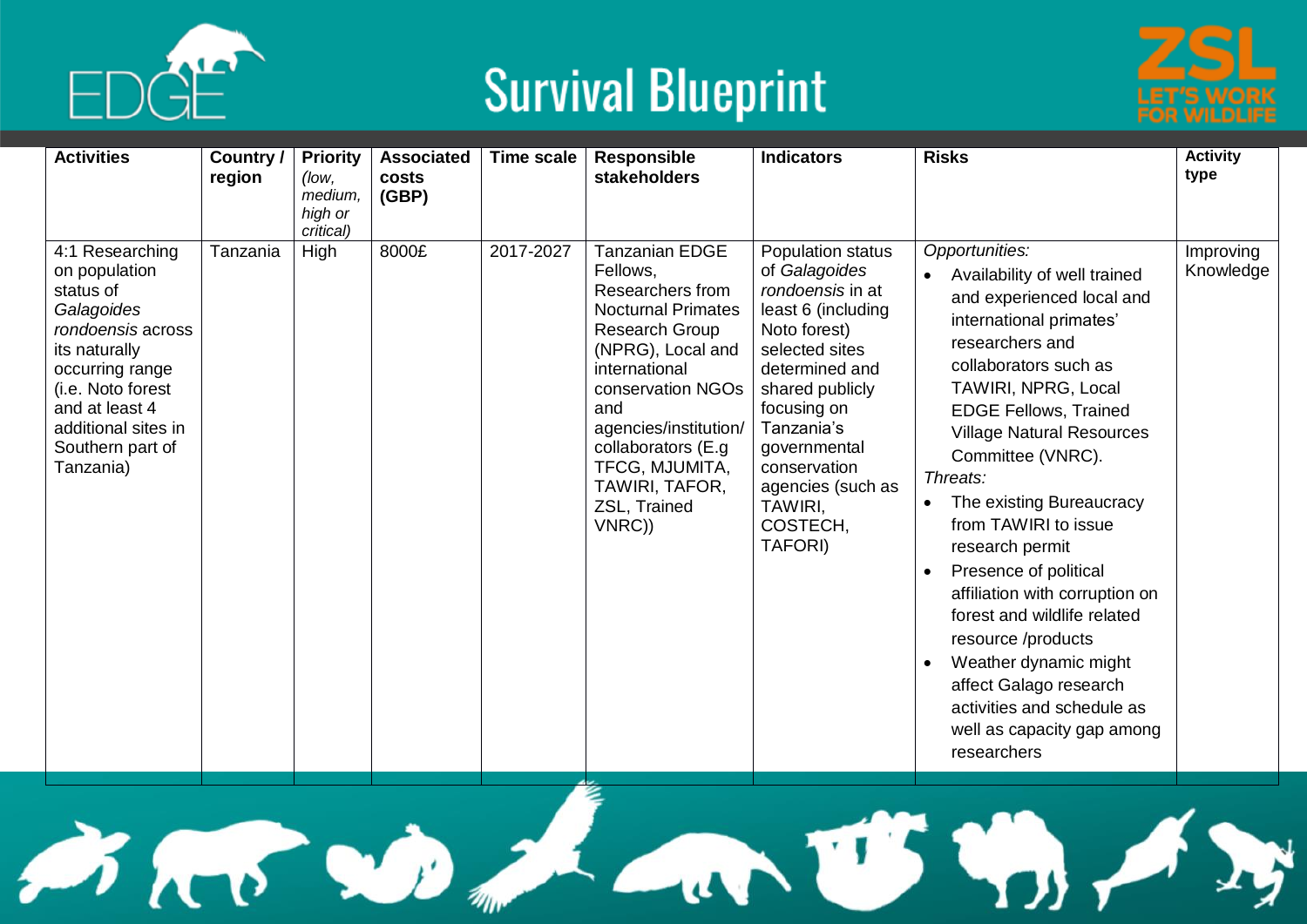# Survival Blueprint

| Activities | Country / region | Priority *(low, medium, high or critical)* | Associated costs (GBP) | Time scale | Responsible stakeholders | Indicators | Risks | Activity type |
|---|---|---|---|---|---|---|---|---|
| 4:1 Researching on population status of *Galagoides rondoensis* across its naturally occurring range (i.e. Noto forest and at least 4 additional sites in Southern part of Tanzania) | Tanzania | High | 8000£ | 2017-2027 | Tanzanian EDGE Fellows, Researchers from Nocturnal Primates Research Group (NPRG), Local and international conservation NGOs and agencies/institution/ collaborators (E.g TFCG, MJUMITA, TAWIRI, TAFOR, ZSL, Trained VNRC)) | Population status of *Galagoides rondoensis* in at least 6 (including Noto forest) selected sites determined and shared publicly focusing on Tanzania's governmental conservation agencies (such as TAWIRI, COSTECH, TAFORI) | *Opportunities:* <br>• Availability of well trained and experienced local and international primates' researchers and collaborators such as TAWIRI, NPRG, Local EDGE Fellows, Trained Village Natural Resources Committee (VNRC). <br>*Threats:* <br>• The existing Bureaucracy from TAWIRI to issue research permit <br>• Presence of political affiliation with corruption on forest and wildlife related resource /products <br>• Weather dynamic might affect Galago research activities and schedule as well as capacity gap among researchers | Improving Knowledge |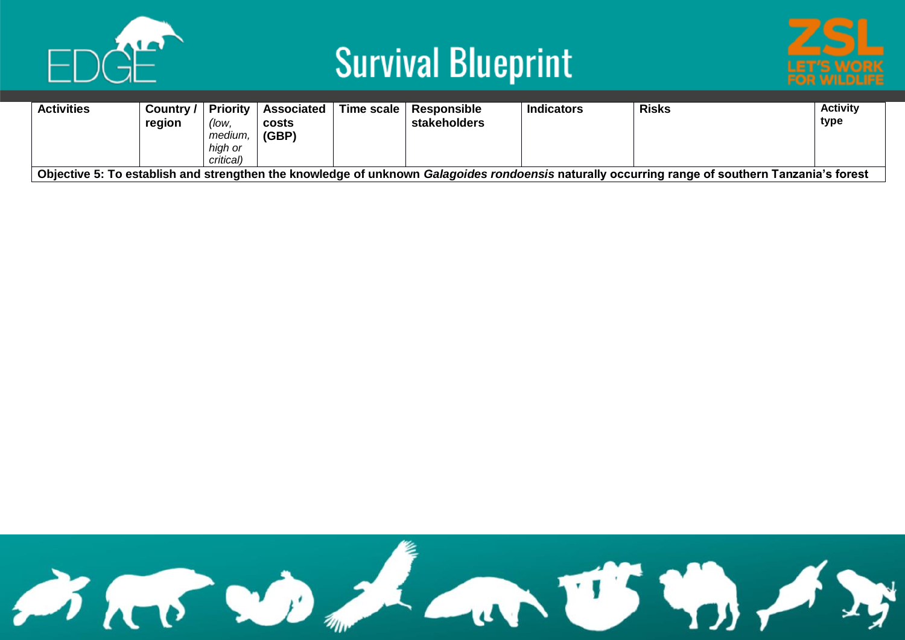| **Activities** | **Country / region** | **Priority** *(low, medium, high or critical)* | **Associated costs (GBP)** | **Time scale** | **Responsible stakeholders** | **Indicators** | **Risks** | **Activity type** |
|---|---|---|---|---|---|---|---|---|
| **Objective 5: To establish and strengthen the knowledge of unknown *Galagoides rondoensis* naturally occurring range of southern Tanzania's forest** | | | | | | | | |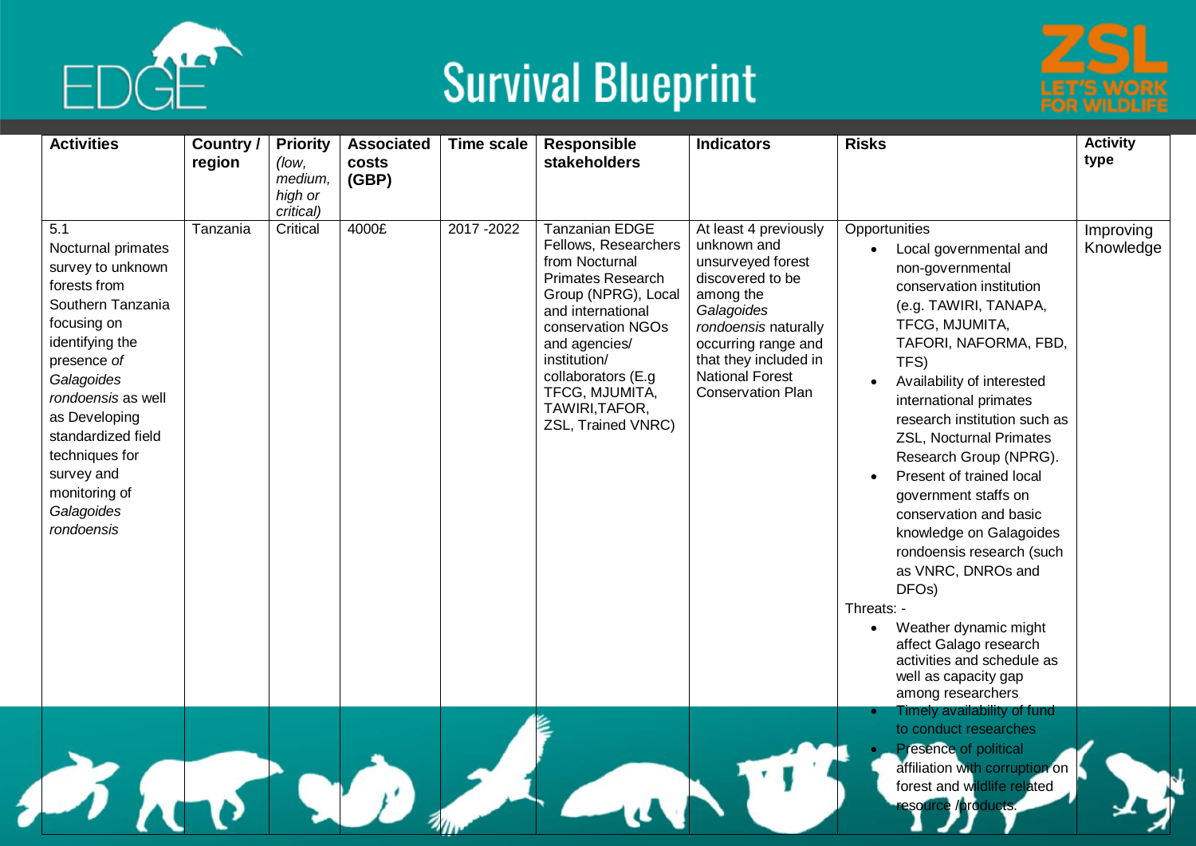| Activities | Country / region | Priority *(low, medium, high or critical)* | Associated costs (GBP) | Time scale | Responsible stakeholders | Indicators | Risks | Activity type |
|---|---|---|---|---|---|---|---|---|
| 5.1 Nocturnal primates survey to unknown forests from Southern Tanzania focusing on identifying the presence *of Galagoides rondoensis* as well as Developing standardized field techniques for survey and monitoring of *Galagoides rondoensis* | Tanzania | Critical | 4000£ | 2017 -2022 | Tanzanian EDGE Fellows, Researchers from Nocturnal Primates Research Group (NPRG), Local and international conservation NGOs and agencies/ institution/ collaborators (E.g TFCG, MJUMITA, TAWIRI,TAFOR, ZSL, Trained VNRC) | At least 4 previously unknown and unsurveyed forest discovered to be among the *Galagoides rondoensis* naturally occurring range and that they included in National Forest Conservation Plan | Opportunities<br>• Local governmental and non-governmental conservation institution (e.g. TAWIRI, TANAPA, TFCG, MJUMITA, TAFORI, NAFORMA, FBD, TFS)<br>• Availability of interested international primates research institution such as ZSL, Nocturnal Primates Research Group (NPRG).<br>• Present of trained local government staffs on conservation and basic knowledge on Galagoides rondoensis research (such as VNRC, DNROs and DFOs)<br>Threats: -<br>• Weather dynamic might affect Galago research activities and schedule as well as capacity gap among researchers<br>• Timely availability of fund to conduct researches<br>• Presence of political affiliation with corruption on forest and wildlife related resource /products. | Improving Knowledge |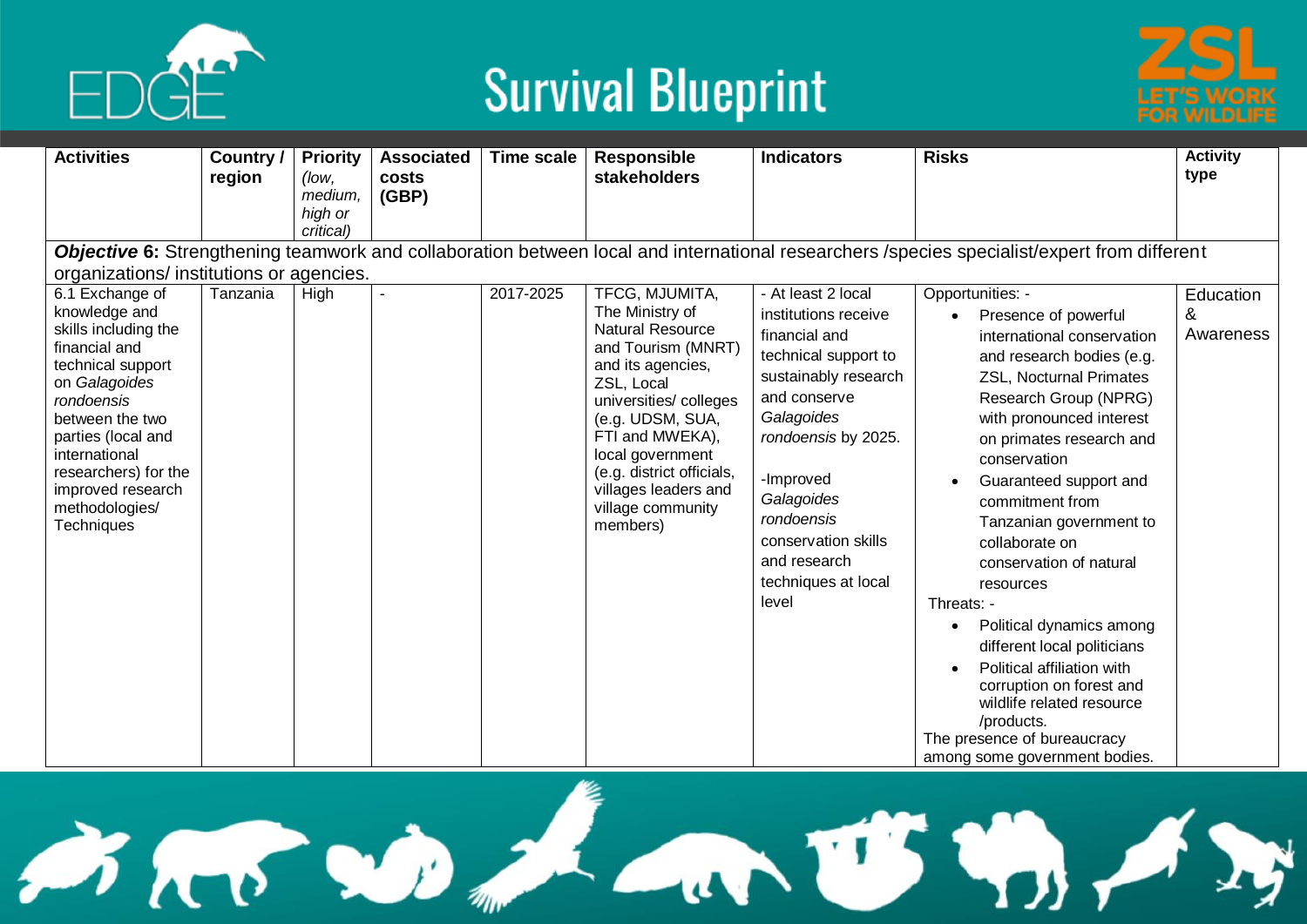| Activities | Country / region | Priority *(low, medium, high or critical)* | Associated costs (GBP) | Time scale | Responsible stakeholders | Indicators | Risks | Activity type |
|---|---|---|---|---|---|---|---|---|
| ***Objective* 6:** Strengthening teamwork and collaboration between local and international researchers /species specialist/expert from different organizations/ institutions or agencies. | | | | | | | | |
| 6.1 Exchange of knowledge and skills including the financial and technical support on *Galagoides rondoensis* between the two parties (local and international researchers) for the improved research methodologies/ Techniques | Tanzania | High | - | 2017-2025 | TFCG, MJUMITA, The Ministry of Natural Resource and Tourism (MNRT) and its agencies, ZSL, Local universities/ colleges (e.g. UDSM, SUA, FTI and MWEKA), local government (e.g. district officials, villages leaders and village community members) | - At least 2 local institutions receive financial and technical support to sustainably research and conserve *Galagoides rondoensis* by 2025.<br><br>-Improved *Galagoides rondoensis* conservation skills and research techniques at local level | Opportunities: -<br>• Presence of powerful international conservation and research bodies (e.g. ZSL, Nocturnal Primates Research Group (NPRG) with pronounced interest on primates research and conservation<br>• Guaranteed support and commitment from Tanzanian government to collaborate on conservation of natural resources<br>Threats: -<br>• Political dynamics among different local politicians<br>• Political affiliation with corruption on forest and wildlife related resource /products.<br>The presence of bureaucracy among some government bodies. | Education & Awareness |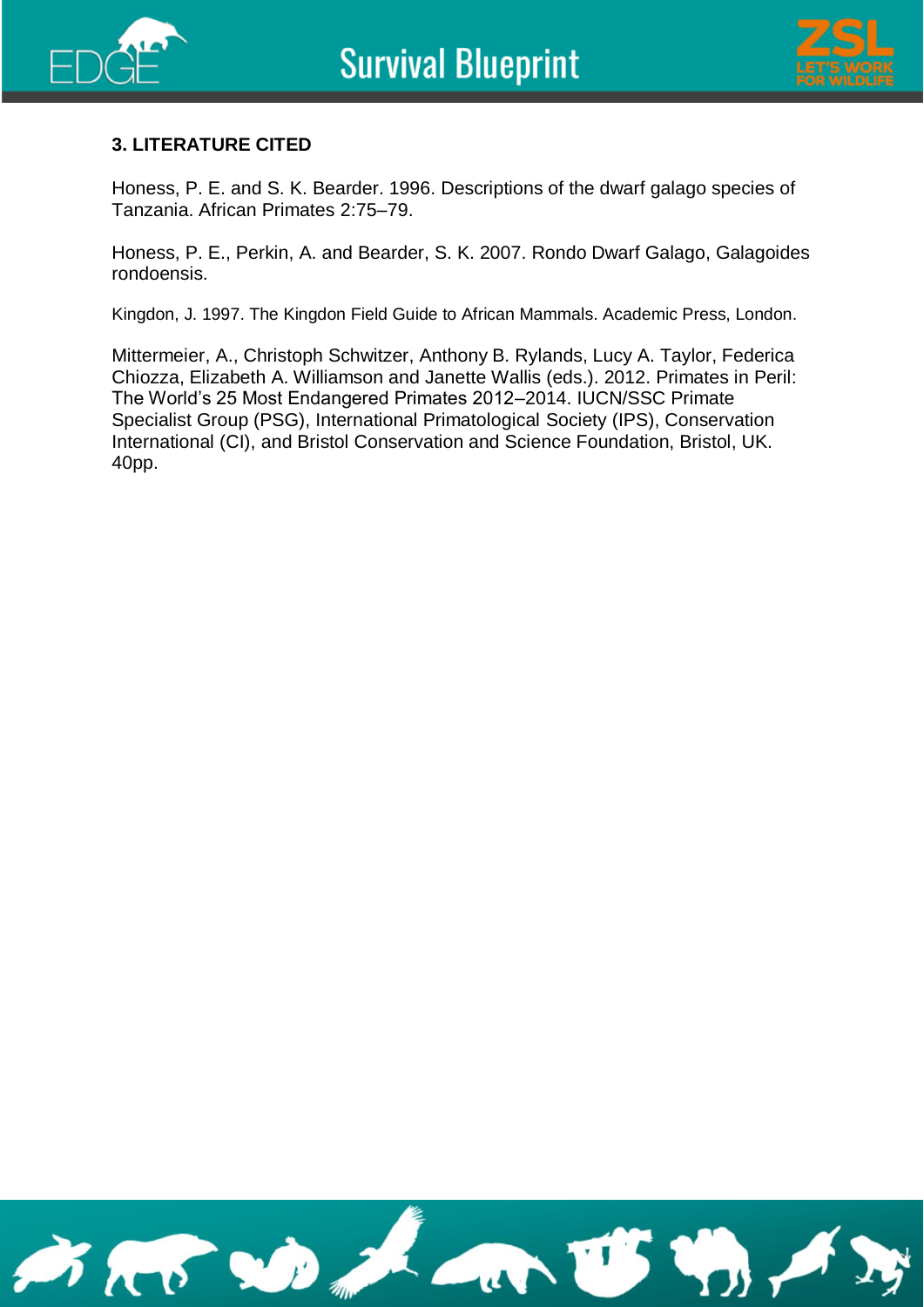## 3. LITERATURE CITED

Honess, P. E. and S. K. Bearder. 1996. Descriptions of the dwarf galago species of Tanzania. African Primates 2:75–79.

Honess, P. E., Perkin, A. and Bearder, S. K. 2007. Rondo Dwarf Galago, Galagoides rondoensis.

Kingdon, J. 1997. The Kingdon Field Guide to African Mammals. Academic Press, London.

Mittermeier, A., Christoph Schwitzer, Anthony B. Rylands, Lucy A. Taylor, Federica Chiozza, Elizabeth A. Williamson and Janette Wallis (eds.). 2012. Primates in Peril: The World's 25 Most Endangered Primates 2012–2014. IUCN/SSC Primate Specialist Group (PSG), International Primatological Society (IPS), Conservation International (CI), and Bristol Conservation and Science Foundation, Bristol, UK. 40pp.